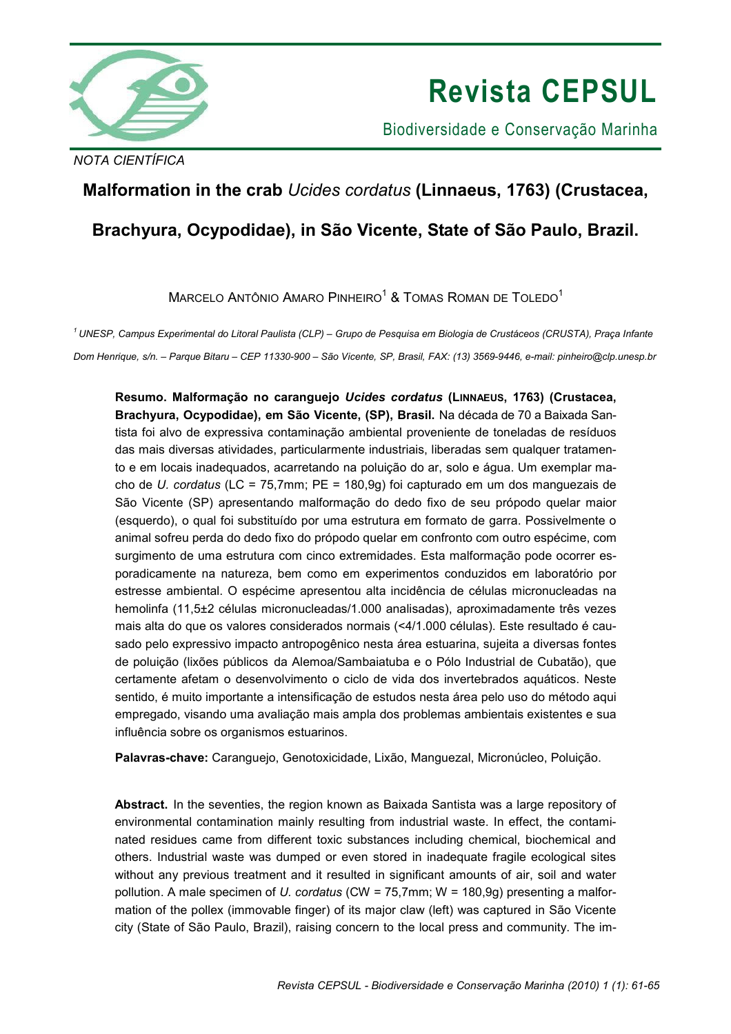*NOTA CIENTÍFICA*

# Malformation in the crab *Ucides cordatus* (Linnaeus, 1763) (Crustacea, Brachyura, Ocypodidae), in São Vicente, State of São Paulo, Brazil.

Marcelo Antônio Amaro Pinheiro[1] & Tomas Roman de Toledo[1]

[1] *UNESP, Campus Experimental do Litoral Paulista (CLP) – Grupo de Pesquisa em Biologia de Crustáceos (CRUSTA), Praça Infante Dom Henrique, s/n. – Parque Bitaru – CEP 11330-900 – São Vicente, SP, Brasil, FAX: (13) 3569-9446, e-mail: pinheiro@clp.unesp.br*

**Resumo. Malformação no caranguejo *Ucides cordatus* (Linnaeus, 1763) (Crustacea, Brachyura, Ocypodidae), em São Vicente, (SP), Brasil.** Na década de 70 a Baixada Santista foi alvo de expressiva contaminação ambiental proveniente de toneladas de resíduos das mais diversas atividades, particularmente industriais, liberadas sem qualquer tratamento e em locais inadequados, acarretando na poluição do ar, solo e água. Um exemplar macho de *U. cordatus* (LC = 75,7mm; PE = 180,9g) foi capturado em um dos manguezais de São Vicente (SP) apresentando malformação do dedo fixo de seu própodo quelar maior (esquerdo), o qual foi substituído por uma estrutura em formato de garra. Possivelmente o animal sofreu perda do dedo fixo do própodo quelar em confronto com outro espécime, com surgimento de uma estrutura com cinco extremidades. Esta malformação pode ocorrer esporadicamente na natureza, bem como em experimentos conduzidos em laboratório por estresse ambiental. O espécime apresentou alta incidência de células micronucleadas na hemolinfa (11,5±2 células micronucleadas/1.000 analisadas), aproximadamente três vezes mais alta do que os valores considerados normais (<4/1.000 células). Este resultado é causado pelo expressivo impacto antropogênico nesta área estuarina, sujeita a diversas fontes de poluição (lixões públicos da Alemoa/Sambaiatuba e o Pólo Industrial de Cubatão), que certamente afetam o desenvolvimento o ciclo de vida dos invertebrados aquáticos. Neste sentido, é muito importante a intensificação de estudos nesta área pelo uso do método aqui empregado, visando uma avaliação mais ampla dos problemas ambientais existentes e sua influência sobre os organismos estuarinos.

**Palavras-chave:** Caranguejo, Genotoxicidade, Lixão, Manguezal, Micronúcleo, Poluição.

**Abstract.** In the seventies, the region known as Baixada Santista was a large repository of environmental contamination mainly resulting from industrial waste. In effect, the contaminated residues came from different toxic substances including chemical, biochemical and others. Industrial waste was dumped or even stored in inadequate fragile ecological sites without any previous treatment and it resulted in significant amounts of air, soil and water pollution. A male specimen of *U. cordatus* (CW = 75,7mm; W = 180,9g) presenting a malformation of the pollex (immovable finger) of its major claw (left) was captured in São Vicente city (State of São Paulo, Brazil), raising concern to the local press and community. The im-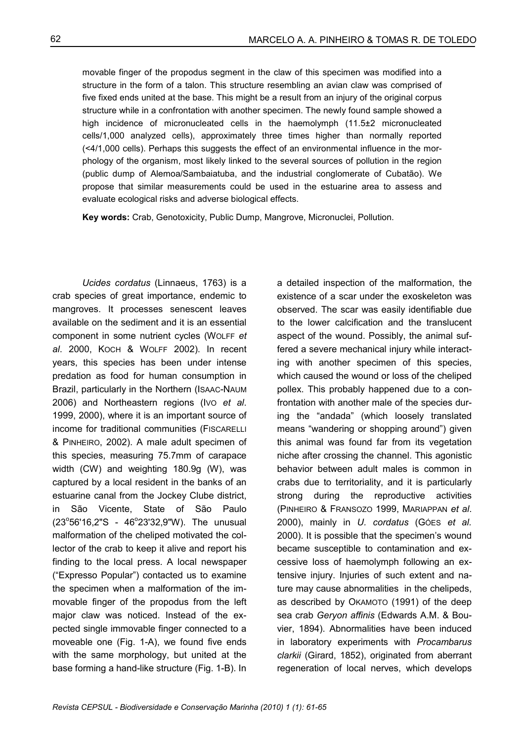movable finger of the propodus segment in the claw of this specimen was modified into a structure in the form of a talon. This structure resembling an avian claw was comprised of five fixed ends united at the base. This might be a result from an injury of the original corpus structure while in a confrontation with another specimen. The newly found sample showed a high incidence of micronucleated cells in the haemolymph (11.5±2 micronucleated cells/1,000 analyzed cells), approximately three times higher than normally reported (<4/1,000 cells). Perhaps this suggests the effect of an environmental influence in the morphology of the organism, most likely linked to the several sources of pollution in the region (public dump of Alemoa/Sambaiatuba, and the industrial conglomerate of Cubatão). We propose that similar measurements could be used in the estuarine area to assess and evaluate ecological risks and adverse biological effects.

**Key words:** Crab, Genotoxicity, Public Dump, Mangrove, Micronuclei, Pollution.

*Ucides cordatus* (Linnaeus, 1763) is a crab species of great importance, endemic to mangroves. It processes senescent leaves available on the sediment and it is an essential component in some nutrient cycles (WOLFF *et al*. 2000, KOCH & WOLFF 2002). In recent years, this species has been under intense predation as food for human consumption in Brazil, particularly in the Northern (ISAAC-NAUM 2006) and Northeastern regions (IVO *et al*. 1999, 2000), where it is an important source of income for traditional communities (FISCARELLI & PINHEIRO, 2002). A male adult specimen of this species, measuring 75.7mm of carapace width (CW) and weighting 180.9g (W), was captured by a local resident in the banks of an estuarine canal from the Jockey Clube district, in São Vicente, State of São Paulo (23°56'16,2"S - 46°23'32,9"W). The unusual malformation of the cheliped motivated the collector of the crab to keep it alive and report his finding to the local press. A local newspaper ("Expresso Popular") contacted us to examine the specimen when a malformation of the immovable finger of the propodus from the left major claw was noticed. Instead of the expected single immovable finger connected to a moveable one (Fig. 1-A), we found five ends with the same morphology, but united at the base forming a hand-like structure (Fig. 1-B). In a detailed inspection of the malformation, the existence of a scar under the exoskeleton was observed. The scar was easily identifiable due to the lower calcification and the translucent aspect of the wound. Possibly, the animal suffered a severe mechanical injury while interacting with another specimen of this species, which caused the wound or loss of the cheliped pollex. This probably happened due to a confrontation with another male of the species during the "andada" (which loosely translated means "wandering or shopping around") given this animal was found far from its vegetation niche after crossing the channel. This agonistic behavior between adult males is common in crabs due to territoriality, and it is particularly strong during the reproductive activities (PINHEIRO & FRANSOZO 1999, MARIAPPAN *et al*. 2000), mainly in *U. cordatus* (GÓES *et al.* 2000). It is possible that the specimen's wound became susceptible to contamination and excessive loss of haemolymph following an extensive injury. Injuries of such extent and nature may cause abnormalities in the chelipeds, as described by OKAMOTO (1991) of the deep sea crab *Geryon affinis* (Edwards A.M. & Bouvier, 1894). Abnormalities have been induced in laboratory experiments with *Procambarus clarkii* (Girard, 1852), originated from aberrant regeneration of local nerves, which develops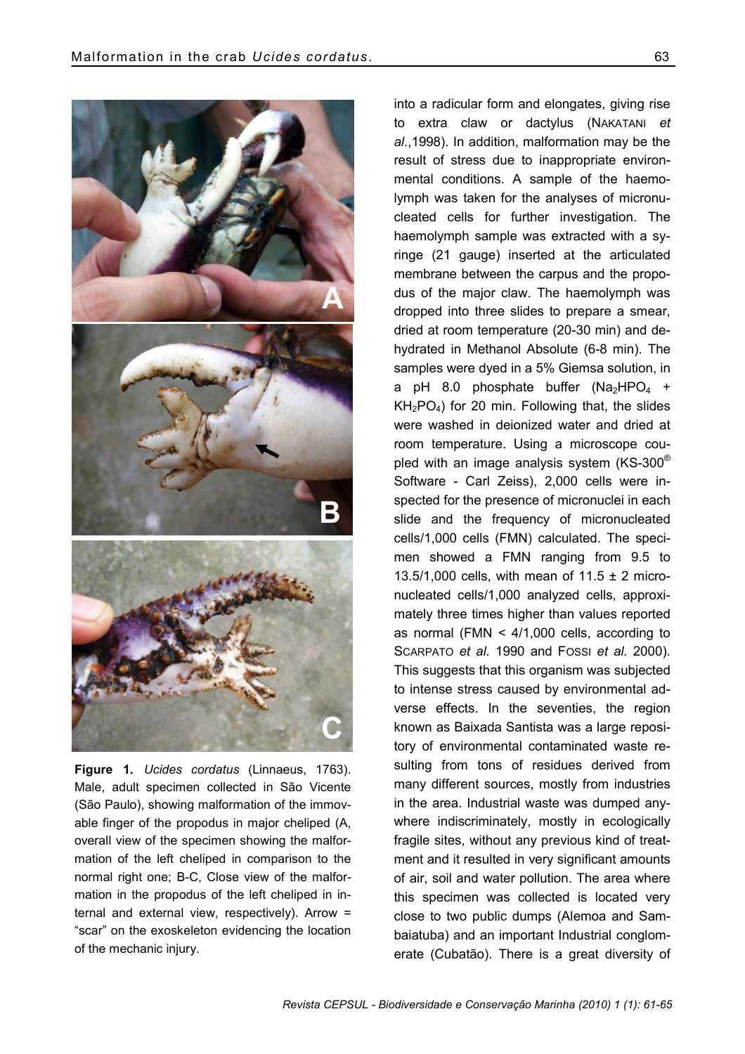into a radicular form and elongates, giving rise to extra claw or dactylus (NAKATANI *et al*.,1998). In addition, malformation may be the result of stress due to inappropriate environmental conditions. A sample of the haemolymph was taken for the analyses of micronucleated cells for further investigation. The haemolymph sample was extracted with a syringe (21 gauge) inserted at the articulated membrane between the carpus and the propodus of the major claw. The haemolymph was dropped into three slides to prepare a smear, dried at room temperature (20-30 min) and dehydrated in Methanol Absolute (6-8 min). The samples were dyed in a 5% Giemsa solution, in a pH 8.0 phosphate buffer ($Na_2HPO_4$ + $KH_2PO_4$) for 20 min. Following that, the slides were washed in deionized water and dried at room temperature. Using a microscope coupled with an image analysis system (KS-300® Software - Carl Zeiss), 2,000 cells were inspected for the presence of micronuclei in each slide and the frequency of micronucleated cells/1,000 cells (FMN) calculated. The specimen showed a FMN ranging from 9.5 to 13.5/1,000 cells, with mean of 11.5 ± 2 micronucleated cells/1,000 analyzed cells, approximately three times higher than values reported as normal (FMN < 4/1,000 cells, according to SCARPATO *et al.* 1990 and FOSSI *et al.* 2000). This suggests that this organism was subjected to intense stress caused by environmental adverse effects. In the seventies, the region known as Baixada Santista was a large repository of environmental contaminated waste resulting from tons of residues derived from many different sources, mostly from industries in the area. Industrial waste was dumped anywhere indiscriminately, mostly in ecologically fragile sites, without any previous kind of treatment and it resulted in very significant amounts of air, soil and water pollution. The area where this specimen was collected is located very close to two public dumps (Alemoa and Sambaiatuba) and an important Industrial conglomerate (Cubatão). There is a great diversity of

**Figure 1.** *Ucides cordatus* (Linnaeus, 1763). Male, adult specimen collected in São Vicente (São Paulo), showing malformation of the immovable finger of the propodus in major cheliped (A, overall view of the specimen showing the malformation of the left cheliped in comparison to the normal right one; B-C, Close view of the malformation in the propodus of the left cheliped in internal and external view, respectively). Arrow = "scar" on the exoskeleton evidencing the location of the mechanic injury.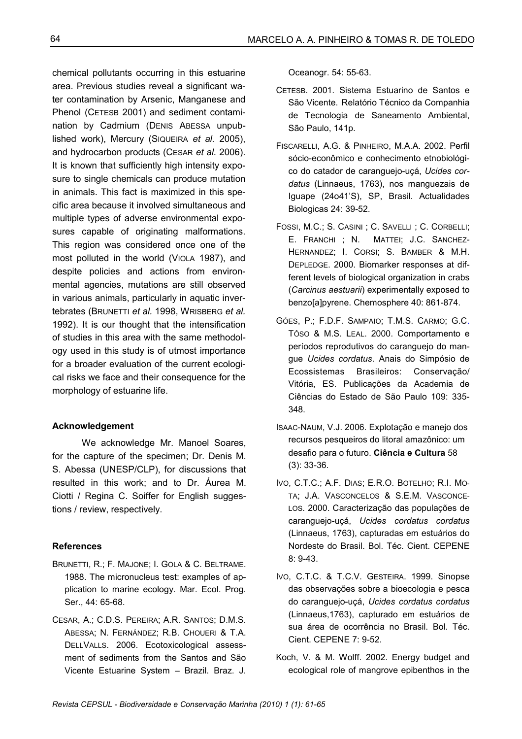chemical pollutants occurring in this estuarine area. Previous studies reveal a significant water contamination by Arsenic, Manganese and Phenol (CETESB 2001) and sediment contamination by Cadmium (DENIS ABESSA unpublished work), Mercury (SIQUEIRA *et al.* 2005), and hydrocarbon products (CESAR *et al.* 2006). It is known that sufficiently high intensity exposure to single chemicals can produce mutation in animals. This fact is maximized in this specific area because it involved simultaneous and multiple types of adverse environmental exposures capable of originating malformations. This region was considered once one of the most polluted in the world (VIOLA 1987), and despite policies and actions from environmental agencies, mutations are still observed in various animals, particularly in aquatic invertebrates (BRUNETTI *et al.* 1998, WRISBERG *et al.* 1992). It is our thought that the intensification of studies in this area with the same methodology used in this study is of utmost importance for a broader evaluation of the current ecological risks we face and their consequence for the morphology of estuarine life.

#### Acknowledgement

We acknowledge Mr. Manoel Soares, for the capture of the specimen; Dr. Denis M. S. Abessa (UNESP/CLP), for discussions that resulted in this work; and to Dr. Áurea M. Ciotti / Regina C. Soiffer for English suggestions / review, respectively.

#### References

BRUNETTI, R.; F. MAJONE; I. GOLA & C. BELTRAME. 1988. The micronucleus test: examples of application to marine ecology. Mar. Ecol. Prog. Ser., 44: 65-68.

CESAR, A.; C.D.S. PEREIRA; A.R. SANTOS; D.M.S. ABESSA; N. FERNÁNDEZ; R.B. CHOUERI & T.A. DELLVALLS. 2006. Ecotoxicological assessment of sediments from the Santos and São Vicente Estuarine System – Brazil. Braz. J. Oceanogr. 54: 55-63.

CETESB. 2001. Sistema Estuarino de Santos e São Vicente. Relatório Técnico da Companhia de Tecnologia de Saneamento Ambiental, São Paulo, 141p.

FISCARELLI, A.G. & PINHEIRO, M.A.A. 2002. Perfil sócio-econômico e conhecimento etnobiológico do catador de caranguejo-uçá, *Ucides cordatus* (Linnaeus, 1763), nos manguezais de Iguape (24o41'S), SP, Brasil. Actualidades Biologicas 24: 39-52.

FOSSI, M.C.; S. CASINI ; C. SAVELLI ; C. CORBELLI; E. FRANCHI ; N. MATTEI; J.C. SANCHEZ-HERNANDEZ; I. CORSI; S. BAMBER & M.H. DEPLEDGE. 2000. Biomarker responses at different levels of biological organization in crabs (*Carcinus aestuarii*) experimentally exposed to benzo[a]pyrene. Chemosphere 40: 861-874.

GÓES, P.; F.D.F. SAMPAIO; T.M.S. CARMO; G.C. TÔSO & M.S. LEAL. 2000. Comportamento e períodos reprodutivos do caranguejo do mangue *Ucides cordatus*. Anais do Simpósio de Ecossistemas Brasileiros: Conservação/ Vitória, ES. Publicações da Academia de Ciências do Estado de São Paulo 109: 335-348.

ISAAC-NAUM, V.J. 2006. Explotação e manejo dos recursos pesqueiros do litoral amazônico: um desafio para o futuro. **Ciência e Cultura** 58 (3): 33-36.

IVO, C.T.C.; A.F. DIAS; E.R.O. BOTELHO; R.I. MOTA; J.A. VASCONCELOS & S.E.M. VASCONCELOS. 2000. Caracterização das populações de caranguejo-uçá, *Ucides cordatus cordatus* (Linnaeus, 1763), capturadas em estuários do Nordeste do Brasil. Bol. Téc. Cient. CEPENE 8: 9-43.

IVO, C.T.C. & T.C.V. GESTEIRA. 1999. Sinopse das observações sobre a bioecologia e pesca do caranguejo-uçá, *Ucides cordatus cordatus* (Linnaeus,1763), capturado em estuários de sua área de ocorrência no Brasil. Bol. Téc. Cient. CEPENE 7: 9-52.

Koch, V. & M. Wolff. 2002. Energy budget and ecological role of mangrove epibenthos in the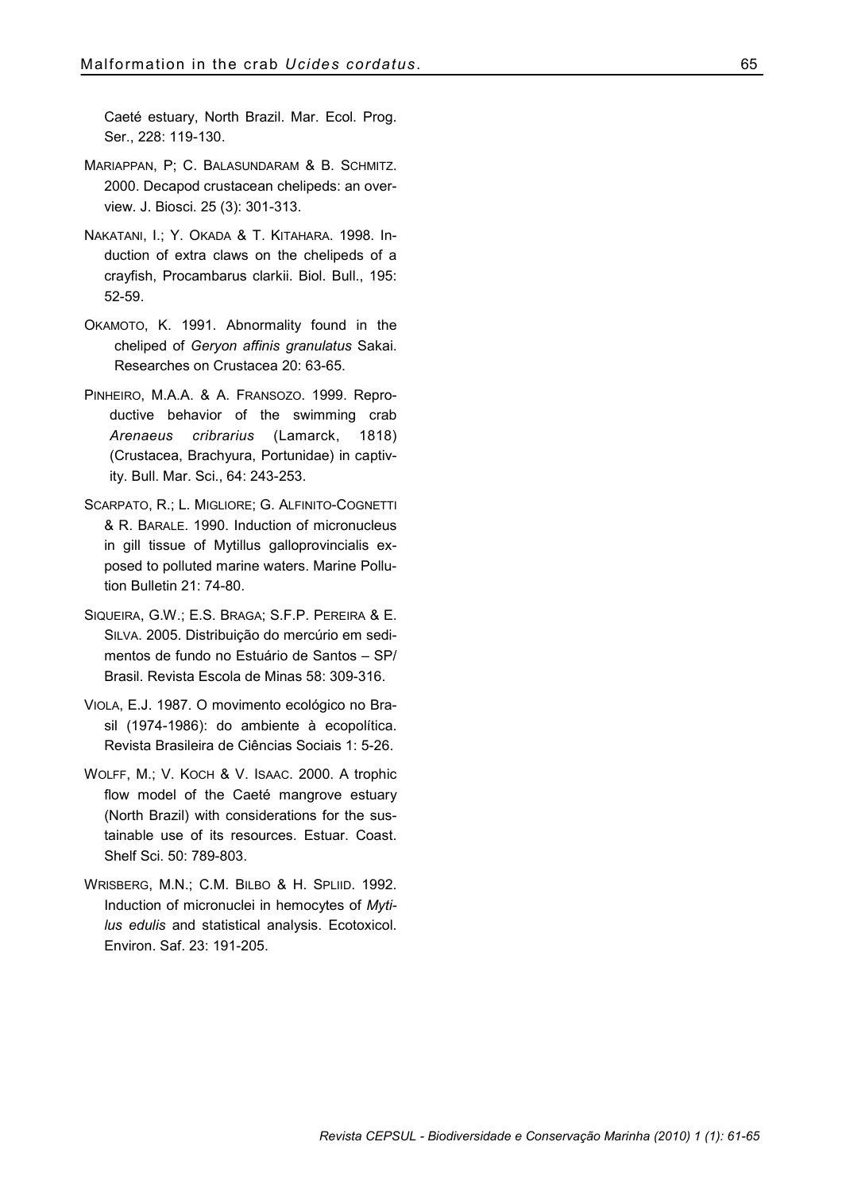Caeté estuary, North Brazil. Mar. Ecol. Prog. Ser., 228: 119-130.

MARIAPPAN, P; C. BALASUNDARAM & B. SCHMITZ. 2000. Decapod crustacean chelipeds: an overview. J. Biosci. 25 (3): 301-313.

NAKATANI, I.; Y. OKADA & T. KITAHARA. 1998. Induction of extra claws on the chelipeds of a crayfish, Procambarus clarkii. Biol. Bull., 195: 52-59.

OKAMOTO, K. 1991. Abnormality found in the cheliped of *Geryon affinis granulatus* Sakai. Researches on Crustacea 20: 63-65.

PINHEIRO, M.A.A. & A. FRANSOZO. 1999. Reproductive behavior of the swimming crab *Arenaeus cribrarius* (Lamarck, 1818) (Crustacea, Brachyura, Portunidae) in captivity. Bull. Mar. Sci., 64: 243-253.

SCARPATO, R.; L. MIGLIORE; G. ALFINITO-COGNETTI & R. BARALE. 1990. Induction of micronucleus in gill tissue of Mytillus galloprovincialis exposed to polluted marine waters. Marine Pollution Bulletin 21: 74-80.

SIQUEIRA, G.W.; E.S. BRAGA; S.F.P. PEREIRA & E. SILVA. 2005. Distribuição do mercúrio em sedimentos de fundo no Estuário de Santos – SP/ Brasil. Revista Escola de Minas 58: 309-316.

VIOLA, E.J. 1987. O movimento ecológico no Brasil (1974-1986): do ambiente à ecopolítica. Revista Brasileira de Ciências Sociais 1: 5-26.

WOLFF, M.; V. KOCH & V. ISAAC. 2000. A trophic flow model of the Caeté mangrove estuary (North Brazil) with considerations for the sustainable use of its resources. Estuar. Coast. Shelf Sci. 50: 789-803.

WRISBERG, M.N.; C.M. BILBO & H. SPLIID. 1992. Induction of micronuclei in hemocytes of *Mytilus edulis* and statistical analysis. Ecotoxicol. Environ. Saf. 23: 191-205.